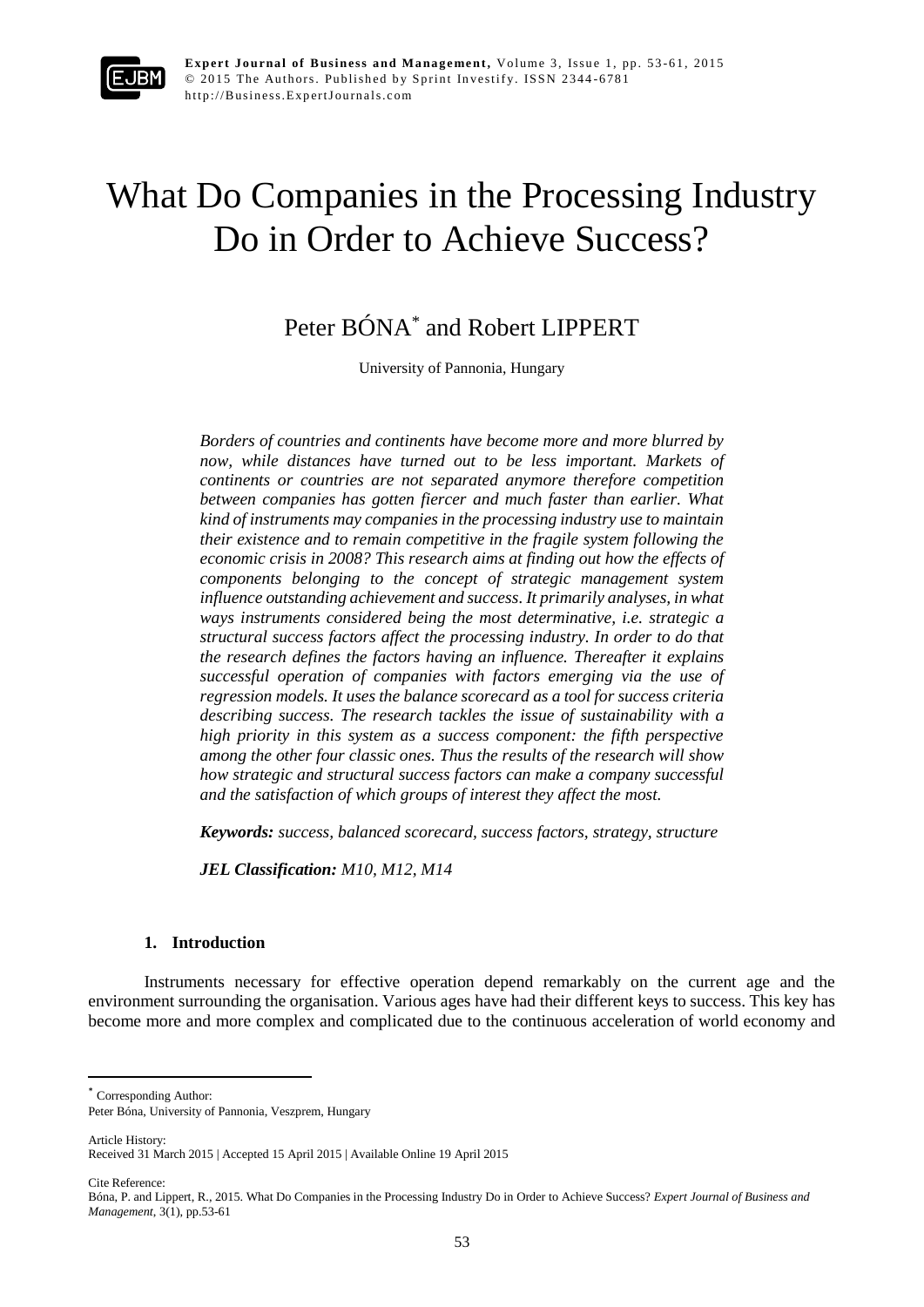# What Do Companies in the Processing Industry Do in Order to Achieve Success?

Peter BÓNA* and Robert LIPPERT

University of Pannonia, Hungary

*Borders of countries and continents have become more and more blurred by now, while distances have turned out to be less important. Markets of continents or countries are not separated anymore therefore competition between companies has gotten fiercer and much faster than earlier. What kind of instruments may companies in the processing industry use to maintain their existence and to remain competitive in the fragile system following the economic crisis in 2008? This research aims at finding out how the effects of components belonging to the concept of strategic management system influence outstanding achievement and success. It primarily analyses, in what ways instruments considered being the most determinative, i.e. strategic a structural success factors affect the processing industry. In order to do that the research defines the factors having an influence. Thereafter it explains successful operation of companies with factors emerging via the use of regression models. It uses the balance scorecard as a tool for success criteria describing success. The research tackles the issue of sustainability with a high priority in this system as a success component: the fifth perspective among the other four classic ones. Thus the results of the research will show how strategic and structural success factors can make a company successful and the satisfaction of which groups of interest they affect the most.*

***Keywords:*** *success, balanced scorecard, success factors, strategy, structure*

***JEL Classification:*** *M10, M12, M14*

## 1. Introduction

Instruments necessary for effective operation depend remarkably on the current age and the environment surrounding the organisation. Various ages have had their different keys to success. This key has become more and more complex and complicated due to the continuous acceleration of world economy and

---

* Corresponding Author:
Peter Bóna, University of Pannonia, Veszprem, Hungary

Article History:
Received 31 March 2015 | Accepted 15 April 2015 | Available Online 19 April 2015

Cite Reference:
Bóna, P. and Lippert, R., 2015. What Do Companies in the Processing Industry Do in Order to Achieve Success? *Expert Journal of Business and Management,* 3(1), pp.53-61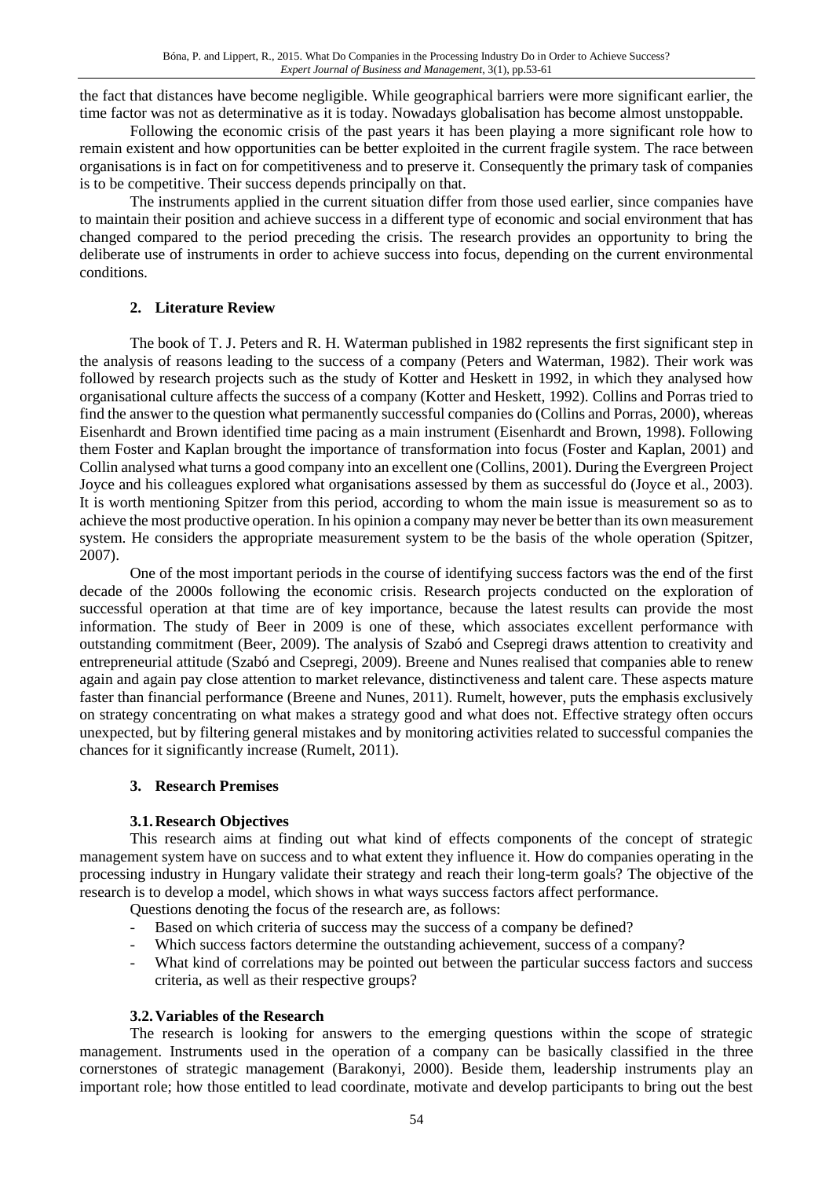the fact that distances have become negligible. While geographical barriers were more significant earlier, the time factor was not as determinative as it is today. Nowadays globalisation has become almost unstoppable.

Following the economic crisis of the past years it has been playing a more significant role how to remain existent and how opportunities can be better exploited in the current fragile system. The race between organisations is in fact on for competitiveness and to preserve it. Consequently the primary task of companies is to be competitive. Their success depends principally on that.

The instruments applied in the current situation differ from those used earlier, since companies have to maintain their position and achieve success in a different type of economic and social environment that has changed compared to the period preceding the crisis. The research provides an opportunity to bring the deliberate use of instruments in order to achieve success into focus, depending on the current environmental conditions.

## 2. Literature Review

The book of T. J. Peters and R. H. Waterman published in 1982 represents the first significant step in the analysis of reasons leading to the success of a company (Peters and Waterman, 1982). Their work was followed by research projects such as the study of Kotter and Heskett in 1992, in which they analysed how organisational culture affects the success of a company (Kotter and Heskett, 1992). Collins and Porras tried to find the answer to the question what permanently successful companies do (Collins and Porras, 2000), whereas Eisenhardt and Brown identified time pacing as a main instrument (Eisenhardt and Brown, 1998). Following them Foster and Kaplan brought the importance of transformation into focus (Foster and Kaplan, 2001) and Collin analysed what turns a good company into an excellent one (Collins, 2001). During the Evergreen Project Joyce and his colleagues explored what organisations assessed by them as successful do (Joyce et al., 2003). It is worth mentioning Spitzer from this period, according to whom the main issue is measurement so as to achieve the most productive operation. In his opinion a company may never be better than its own measurement system. He considers the appropriate measurement system to be the basis of the whole operation (Spitzer, 2007).

One of the most important periods in the course of identifying success factors was the end of the first decade of the 2000s following the economic crisis. Research projects conducted on the exploration of successful operation at that time are of key importance, because the latest results can provide the most information. The study of Beer in 2009 is one of these, which associates excellent performance with outstanding commitment (Beer, 2009). The analysis of Szabó and Csepregi draws attention to creativity and entrepreneurial attitude (Szabó and Csepregi, 2009). Breene and Nunes realised that companies able to renew again and again pay close attention to market relevance, distinctiveness and talent care. These aspects mature faster than financial performance (Breene and Nunes, 2011). Rumelt, however, puts the emphasis exclusively on strategy concentrating on what makes a strategy good and what does not. Effective strategy often occurs unexpected, but by filtering general mistakes and by monitoring activities related to successful companies the chances for it significantly increase (Rumelt, 2011).

## 3. Research Premises

### 3.1. Research Objectives

This research aims at finding out what kind of effects components of the concept of strategic management system have on success and to what extent they influence it. How do companies operating in the processing industry in Hungary validate their strategy and reach their long-term goals? The objective of the research is to develop a model, which shows in what ways success factors affect performance.

Questions denoting the focus of the research are, as follows:

- Based on which criteria of success may the success of a company be defined?
- Which success factors determine the outstanding achievement, success of a company?
- What kind of correlations may be pointed out between the particular success factors and success criteria, as well as their respective groups?

### 3.2. Variables of the Research

The research is looking for answers to the emerging questions within the scope of strategic management. Instruments used in the operation of a company can be basically classified in the three cornerstones of strategic management (Barakonyi, 2000). Beside them, leadership instruments play an important role; how those entitled to lead coordinate, motivate and develop participants to bring out the best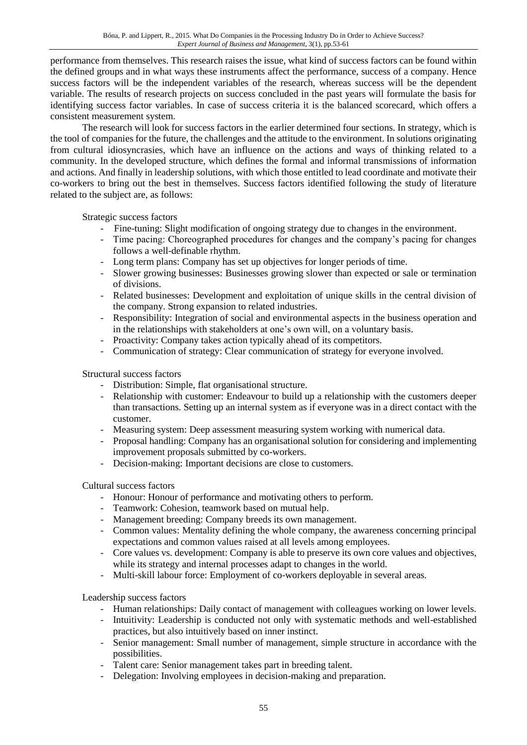performance from themselves. This research raises the issue, what kind of success factors can be found within the defined groups and in what ways these instruments affect the performance, success of a company. Hence success factors will be the independent variables of the research, whereas success will be the dependent variable. The results of research projects on success concluded in the past years will formulate the basis for identifying success factor variables. In case of success criteria it is the balanced scorecard, which offers a consistent measurement system.

The research will look for success factors in the earlier determined four sections. In strategy, which is the tool of companies for the future, the challenges and the attitude to the environment. In solutions originating from cultural idiosyncrasies, which have an influence on the actions and ways of thinking related to a community. In the developed structure, which defines the formal and informal transmissions of information and actions. And finally in leadership solutions, with which those entitled to lead coordinate and motivate their co-workers to bring out the best in themselves. Success factors identified following the study of literature related to the subject are, as follows:

Strategic success factors

- Fine-tuning: Slight modification of ongoing strategy due to changes in the environment.
- Time pacing: Choreographed procedures for changes and the company's pacing for changes follows a well-definable rhythm.
- Long term plans: Company has set up objectives for longer periods of time.
- Slower growing businesses: Businesses growing slower than expected or sale or termination of divisions.
- Related businesses: Development and exploitation of unique skills in the central division of the company. Strong expansion to related industries.
- Responsibility: Integration of social and environmental aspects in the business operation and in the relationships with stakeholders at one's own will, on a voluntary basis.
- Proactivity: Company takes action typically ahead of its competitors.
- Communication of strategy: Clear communication of strategy for everyone involved.

Structural success factors

- Distribution: Simple, flat organisational structure.
- Relationship with customer: Endeavour to build up a relationship with the customers deeper than transactions. Setting up an internal system as if everyone was in a direct contact with the customer.
- Measuring system: Deep assessment measuring system working with numerical data.
- Proposal handling: Company has an organisational solution for considering and implementing improvement proposals submitted by co-workers.
- Decision-making: Important decisions are close to customers.

Cultural success factors

- Honour: Honour of performance and motivating others to perform.
- Teamwork: Cohesion, teamwork based on mutual help.
- Management breeding: Company breeds its own management.
- Common values: Mentality defining the whole company, the awareness concerning principal expectations and common values raised at all levels among employees.
- Core values vs. development: Company is able to preserve its own core values and objectives, while its strategy and internal processes adapt to changes in the world.
- Multi-skill labour force: Employment of co-workers deployable in several areas.

Leadership success factors

- Human relationships: Daily contact of management with colleagues working on lower levels.
- Intuitivity: Leadership is conducted not only with systematic methods and well-established practices, but also intuitively based on inner instinct.
- Senior management: Small number of management, simple structure in accordance with the possibilities.
- Talent care: Senior management takes part in breeding talent.
- Delegation: Involving employees in decision-making and preparation.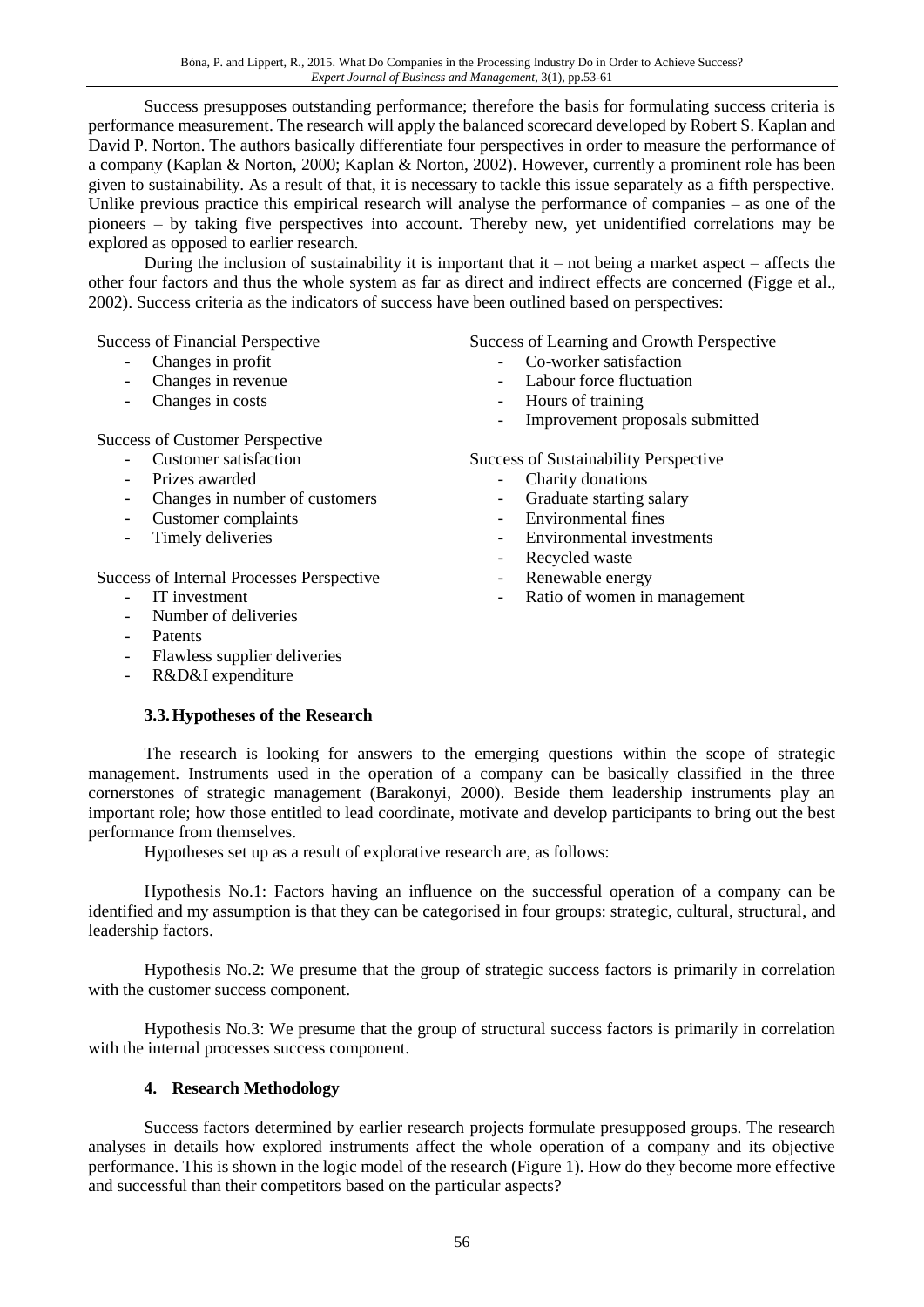Success presupposes outstanding performance; therefore the basis for formulating success criteria is performance measurement. The research will apply the balanced scorecard developed by Robert S. Kaplan and David P. Norton. The authors basically differentiate four perspectives in order to measure the performance of a company (Kaplan & Norton, 2000; Kaplan & Norton, 2002). However, currently a prominent role has been given to sustainability. As a result of that, it is necessary to tackle this issue separately as a fifth perspective. Unlike previous practice this empirical research will analyse the performance of companies – as one of the pioneers – by taking five perspectives into account. Thereby new, yet unidentified correlations may be explored as opposed to earlier research.

During the inclusion of sustainability it is important that it – not being a market aspect – affects the other four factors and thus the whole system as far as direct and indirect effects are concerned (Figge et al., 2002). Success criteria as the indicators of success have been outlined based on perspectives:

Success of Financial Perspective

- Changes in profit
- Changes in revenue
- Changes in costs

Success of Customer Perspective

- Customer satisfaction
- Prizes awarded
- Changes in number of customers
- Customer complaints
- Timely deliveries

Success of Internal Processes Perspective

- IT investment
- Number of deliveries
- Patents
- Flawless supplier deliveries
- R&D&I expenditure

Success of Learning and Growth Perspective

- Co-worker satisfaction
- Labour force fluctuation
- Hours of training
- Improvement proposals submitted

Success of Sustainability Perspective

- Charity donations
- Graduate starting salary
- Environmental fines
- Environmental investments
- Recycled waste
- Renewable energy
- Ratio of women in management

### 3.3. Hypotheses of the Research

The research is looking for answers to the emerging questions within the scope of strategic management. Instruments used in the operation of a company can be basically classified in the three cornerstones of strategic management (Barakonyi, 2000). Beside them leadership instruments play an important role; how those entitled to lead coordinate, motivate and develop participants to bring out the best performance from themselves.

Hypotheses set up as a result of explorative research are, as follows:

Hypothesis No.1: Factors having an influence on the successful operation of a company can be identified and my assumption is that they can be categorised in four groups: strategic, cultural, structural, and leadership factors.

Hypothesis No.2: We presume that the group of strategic success factors is primarily in correlation with the customer success component.

Hypothesis No.3: We presume that the group of structural success factors is primarily in correlation with the internal processes success component.

## 4. Research Methodology

Success factors determined by earlier research projects formulate presupposed groups. The research analyses in details how explored instruments affect the whole operation of a company and its objective performance. This is shown in the logic model of the research (Figure 1). How do they become more effective and successful than their competitors based on the particular aspects?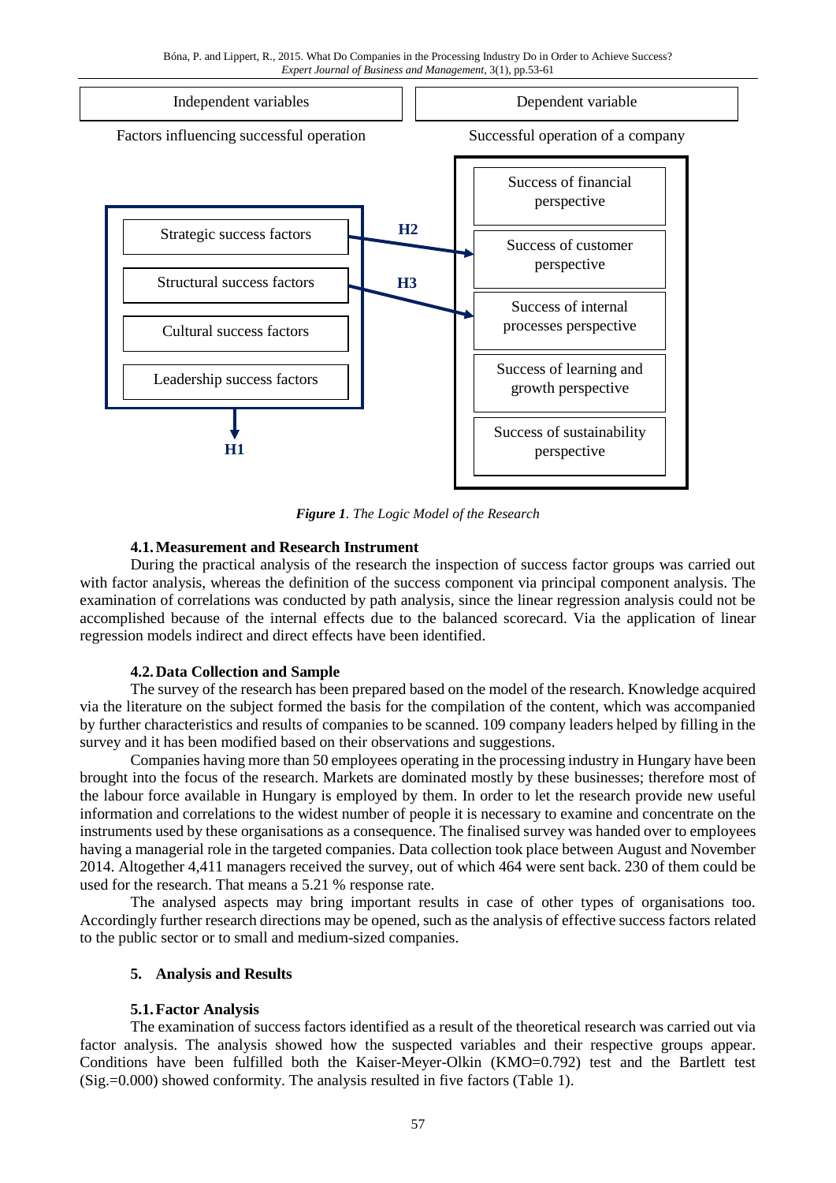| Independent variables | Dependent variable |
|---|---|
| Factors influencing successful operation | Successful operation of a company |
| Strategic success factors | Success of financial perspective |
| Structural success factors | Success of customer perspective |
| Cultural success factors | Success of internal processes perspective |
| Leadership success factors | Success of learning and growth perspective |
| | Success of sustainability perspective |

H2: Strategic success factors → Success of customer perspective

H3: Structural success factors → Success of internal processes perspective

H1: Independent variables (success factor groups)

***Figure 1**. The Logic Model of the Research*

### 4.1. Measurement and Research Instrument

During the practical analysis of the research the inspection of success factor groups was carried out with factor analysis, whereas the definition of the success component via principal component analysis. The examination of correlations was conducted by path analysis, since the linear regression analysis could not be accomplished because of the internal effects due to the balanced scorecard. Via the application of linear regression models indirect and direct effects have been identified.

### 4.2. Data Collection and Sample

The survey of the research has been prepared based on the model of the research. Knowledge acquired via the literature on the subject formed the basis for the compilation of the content, which was accompanied by further characteristics and results of companies to be scanned. 109 company leaders helped by filling in the survey and it has been modified based on their observations and suggestions.

Companies having more than 50 employees operating in the processing industry in Hungary have been brought into the focus of the research. Markets are dominated mostly by these businesses; therefore most of the labour force available in Hungary is employed by them. In order to let the research provide new useful information and correlations to the widest number of people it is necessary to examine and concentrate on the instruments used by these organisations as a consequence. The finalised survey was handed over to employees having a managerial role in the targeted companies. Data collection took place between August and November 2014. Altogether 4,411 managers received the survey, out of which 464 were sent back. 230 of them could be used for the research. That means a 5.21 % response rate.

The analysed aspects may bring important results in case of other types of organisations too. Accordingly further research directions may be opened, such as the analysis of effective success factors related to the public sector or to small and medium-sized companies.

## 5. Analysis and Results

### 5.1. Factor Analysis

The examination of success factors identified as a result of the theoretical research was carried out via factor analysis. The analysis showed how the suspected variables and their respective groups appear. Conditions have been fulfilled both the Kaiser-Meyer-Olkin (KMO=0.792) test and the Bartlett test (Sig.=0.000) showed conformity. The analysis resulted in five factors (Table 1).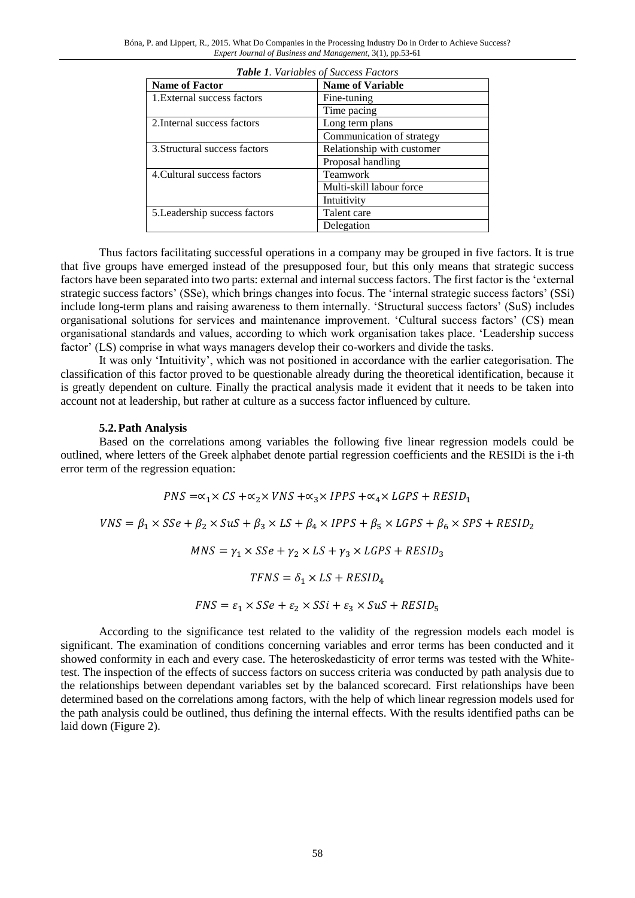*Table 1. Variables of Success Factors*

| Name of Factor | Name of Variable |
|---|---|
| 1.External success factors | Fine-tuning |
| | Time pacing |
| 2.Internal success factors | Long term plans |
| | Communication of strategy |
| 3.Structural success factors | Relationship with customer |
| | Proposal handling |
| 4.Cultural success factors | Teamwork |
| | Multi-skill labour force |
| | Intuitivity |
| 5.Leadership success factors | Talent care |
| | Delegation |

Thus factors facilitating successful operations in a company may be grouped in five factors. It is true that five groups have emerged instead of the presupposed four, but this only means that strategic success factors have been separated into two parts: external and internal success factors. The first factor is the 'external strategic success factors' (SSe), which brings changes into focus. The 'internal strategic success factors' (SSi) include long-term plans and raising awareness to them internally. 'Structural success factors' (SuS) includes organisational solutions for services and maintenance improvement. 'Cultural success factors' (CS) mean organisational standards and values, according to which work organisation takes place. 'Leadership success factor' (LS) comprise in what ways managers develop their co-workers and divide the tasks.

It was only 'Intuitivity', which was not positioned in accordance with the earlier categorisation. The classification of this factor proved to be questionable already during the theoretical identification, because it is greatly dependent on culture. Finally the practical analysis made it evident that it needs to be taken into account not at leadership, but rather at culture as a success factor influenced by culture.

### 5.2. Path Analysis

Based on the correlations among variables the following five linear regression models could be outlined, where letters of the Greek alphabet denote partial regression coefficients and the RESIDi is the i-th error term of the regression equation:

$$PNS = \alpha_1 \times CS + \alpha_2 \times VNS + \alpha_3 \times IPPS + \alpha_4 \times LGPS + RESID_1$$

$$VNS = \beta_1 \times SSe + \beta_2 \times SuS + \beta_3 \times LS + \beta_4 \times IPPS + \beta_5 \times LGPS + \beta_6 \times SPS + RESID_2$$

$$MNS = \gamma_1 \times SSe + \gamma_2 \times LS + \gamma_3 \times LGPS + RESID_3$$

$$TFNS = \delta_1 \times LS + RESID_4$$

$$FNS = \varepsilon_1 \times SSe + \varepsilon_2 \times SSi + \varepsilon_3 \times SuS + RESID_5$$

According to the significance test related to the validity of the regression models each model is significant. The examination of conditions concerning variables and error terms has been conducted and it showed conformity in each and every case. The heteroskedasticity of error terms was tested with the White-test. The inspection of the effects of success factors on success criteria was conducted by path analysis due to the relationships between dependant variables set by the balanced scorecard. First relationships have been determined based on the correlations among factors, with the help of which linear regression models used for the path analysis could be outlined, thus defining the internal effects. With the results identified paths can be laid down (Figure 2).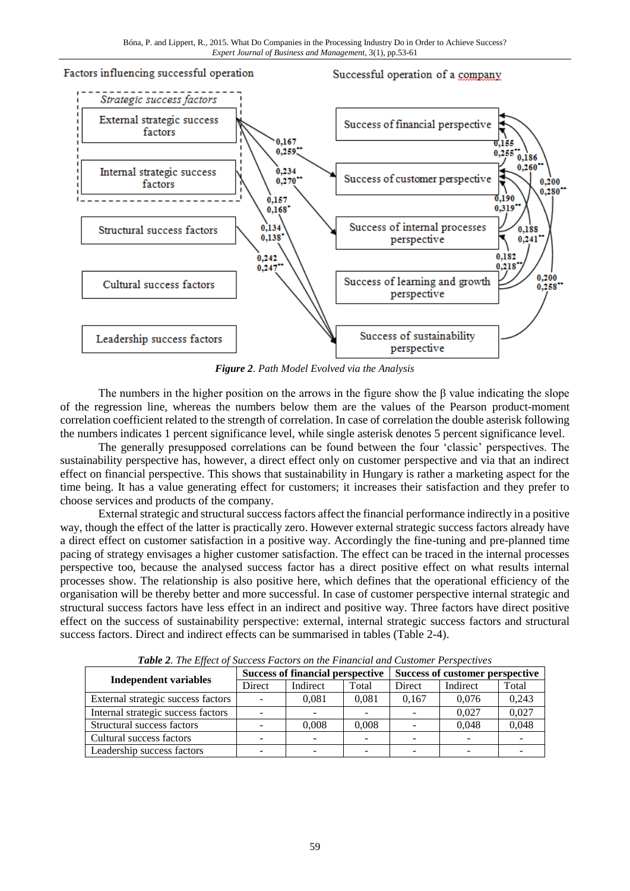Factors influencing successful operation

Successful operation of a company

*Strategic success factors*

External strategic success factors

Internal strategic success factors

Structural success factors

Cultural success factors

Leadership success factors

Success of financial perspective

Success of customer perspective

Success of internal processes perspective

Success of learning and growth perspective

Success of sustainability perspective

0,167 0,259**

0,234 0,270**

0,157 0,168*

0,134 0,138*

0,242 0,247**

0,155 0,255**

0,186 0,260**

0,200 0,280**

0,190 0,319**

0,188 0,241**

0,182 0,218**

0,200 0,258**

***Figure 2****. Path Model Evolved via the Analysis*

The numbers in the higher position on the arrows in the figure show the β value indicating the slope of the regression line, whereas the numbers below them are the values of the Pearson product-moment correlation coefficient related to the strength of correlation. In case of correlation the double asterisk following the numbers indicates 1 percent significance level, while single asterisk denotes 5 percent significance level.

The generally presupposed correlations can be found between the four 'classic' perspectives. The sustainability perspective has, however, a direct effect only on customer perspective and via that an indirect effect on financial perspective. This shows that sustainability in Hungary is rather a marketing aspect for the time being. It has a value generating effect for customers; it increases their satisfaction and they prefer to choose services and products of the company.

External strategic and structural success factors affect the financial performance indirectly in a positive way, though the effect of the latter is practically zero. However external strategic success factors already have a direct effect on customer satisfaction in a positive way. Accordingly the fine-tuning and pre-planned time pacing of strategy envisages a higher customer satisfaction. The effect can be traced in the internal processes perspective too, because the analysed success factor has a direct positive effect on what results internal processes show. The relationship is also positive here, which defines that the operational efficiency of the organisation will be thereby better and more successful. In case of customer perspective internal strategic and structural success factors have less effect in an indirect and positive way. Three factors have direct positive effect on the success of sustainability perspective: external, internal strategic success factors and structural success factors. Direct and indirect effects can be summarised in tables (Table 2-4).

***Table 2****. The Effect of Success Factors on the Financial and Customer Perspectives*

| Independent variables | Success of financial perspective | | | Success of customer perspective | | |
|---|---|---|---|---|---|---|
| | Direct | Indirect | Total | Direct | Indirect | Total |
| External strategic success factors | - | 0,081 | 0,081 | 0,167 | 0,076 | 0,243 |
| Internal strategic success factors | - | - | - | - | 0,027 | 0,027 |
| Structural success factors | - | 0,008 | 0,008 | - | 0,048 | 0,048 |
| Cultural success factors | - | - | - | - | - | - |
| Leadership success factors | - | - | - | - | - | - |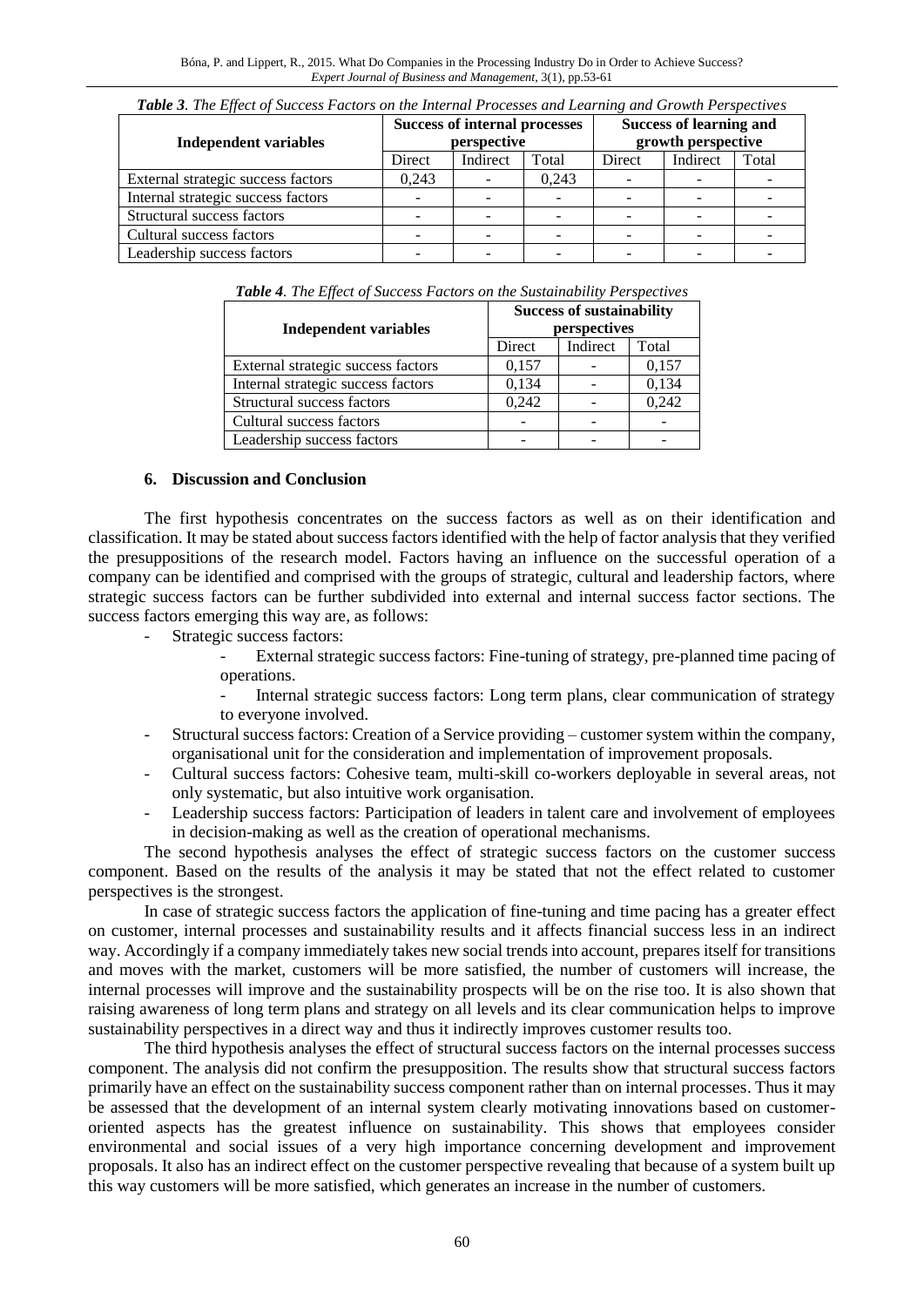***Table 3**. The Effect of Success Factors on the Internal Processes and Learning and Growth Perspectives*

| Independent variables | Success of internal processes perspective | | | Success of learning and growth perspective | | |
|---|---|---|---|---|---|---|
| | Direct | Indirect | Total | Direct | Indirect | Total |
| External strategic success factors | 0,243 | - | 0,243 | - | - | - |
| Internal strategic success factors | - | - | - | - | - | - |
| Structural success factors | - | - | - | - | - | - |
| Cultural success factors | - | - | - | - | - | - |
| Leadership success factors | - | - | - | - | - | - |

***Table 4**. The Effect of Success Factors on the Sustainability Perspectives*

| Independent variables | Success of sustainability perspectives | | |
|---|---|---|---|
| | Direct | Indirect | Total |
| External strategic success factors | 0,157 | - | 0,157 |
| Internal strategic success factors | 0,134 | - | 0,134 |
| Structural success factors | 0,242 | - | 0,242 |
| Cultural success factors | - | - | - |
| Leadership success factors | - | - | - |

## 6. Discussion and Conclusion

The first hypothesis concentrates on the success factors as well as on their identification and classification. It may be stated about success factors identified with the help of factor analysis that they verified the presuppositions of the research model. Factors having an influence on the successful operation of a company can be identified and comprised with the groups of strategic, cultural and leadership factors, where strategic success factors can be further subdivided into external and internal success factor sections. The success factors emerging this way are, as follows:

- Strategic success factors:
  - External strategic success factors: Fine-tuning of strategy, pre-planned time pacing of operations.
  - Internal strategic success factors: Long term plans, clear communication of strategy to everyone involved.
- Structural success factors: Creation of a Service providing – customer system within the company, organisational unit for the consideration and implementation of improvement proposals.
- Cultural success factors: Cohesive team, multi-skill co-workers deployable in several areas, not only systematic, but also intuitive work organisation.
- Leadership success factors: Participation of leaders in talent care and involvement of employees in decision-making as well as the creation of operational mechanisms.

The second hypothesis analyses the effect of strategic success factors on the customer success component. Based on the results of the analysis it may be stated that not the effect related to customer perspectives is the strongest.

In case of strategic success factors the application of fine-tuning and time pacing has a greater effect on customer, internal processes and sustainability results and it affects financial success less in an indirect way. Accordingly if a company immediately takes new social trends into account, prepares itself for transitions and moves with the market, customers will be more satisfied, the number of customers will increase, the internal processes will improve and the sustainability prospects will be on the rise too. It is also shown that raising awareness of long term plans and strategy on all levels and its clear communication helps to improve sustainability perspectives in a direct way and thus it indirectly improves customer results too.

The third hypothesis analyses the effect of structural success factors on the internal processes success component. The analysis did not confirm the presupposition. The results show that structural success factors primarily have an effect on the sustainability success component rather than on internal processes. Thus it may be assessed that the development of an internal system clearly motivating innovations based on customer-oriented aspects has the greatest influence on sustainability. This shows that employees consider environmental and social issues of a very high importance concerning development and improvement proposals. It also has an indirect effect on the customer perspective revealing that because of a system built up this way customers will be more satisfied, which generates an increase in the number of customers.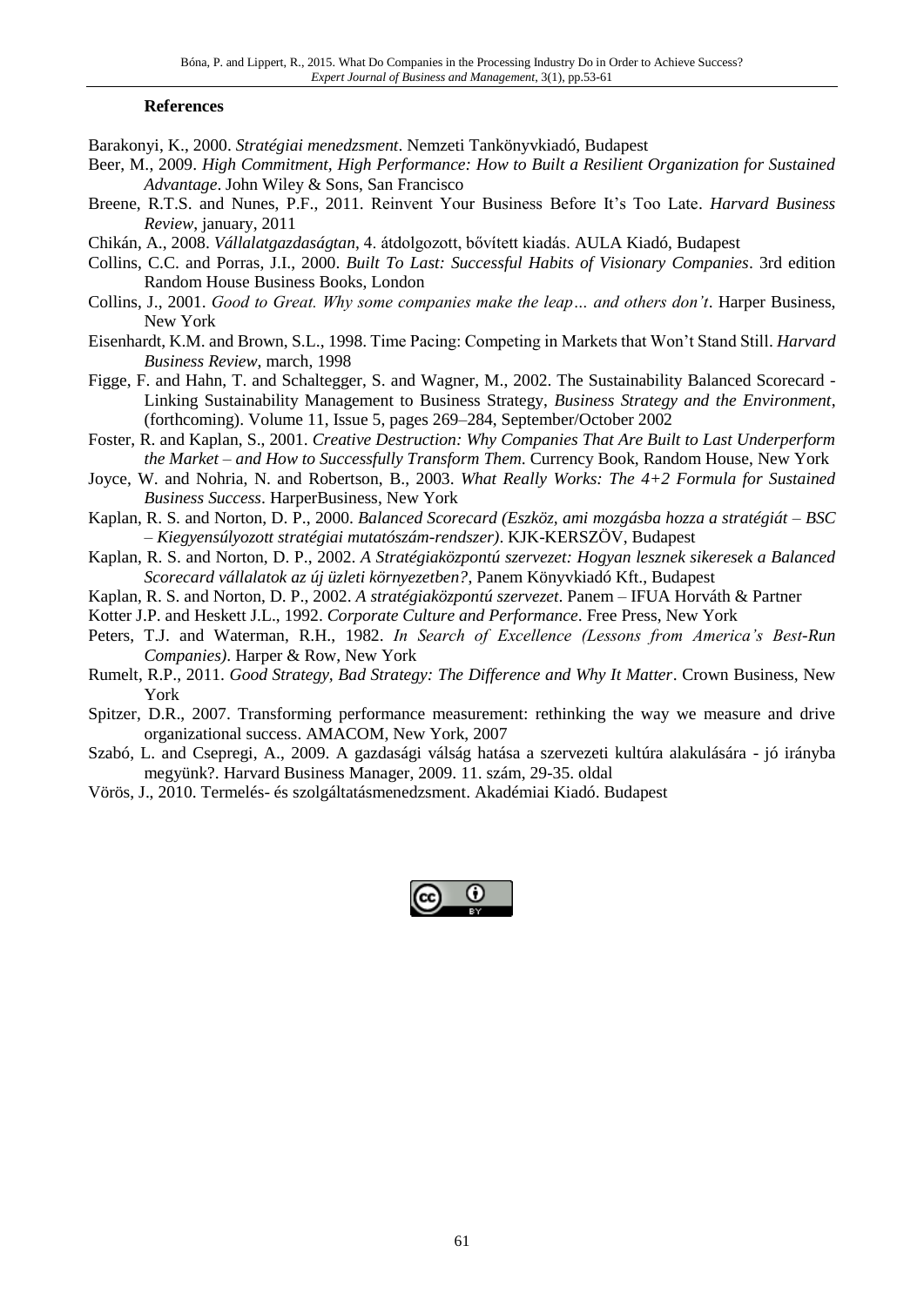### References

Barakonyi, K., 2000. *Stratégiai menedzsment*. Nemzeti Tankönyvkiadó, Budapest

Beer, M., 2009. *High Commitment, High Performance: How to Built a Resilient Organization for Sustained Advantage*. John Wiley & Sons, San Francisco

Breene, R.T.S. and Nunes, P.F., 2011. Reinvent Your Business Before It's Too Late. *Harvard Business Review*, january, 2011

Chikán, A., 2008. *Vállalatgazdaságtan*, 4. átdolgozott, bővített kiadás. AULA Kiadó, Budapest

Collins, C.C. and Porras, J.I., 2000. *Built To Last: Successful Habits of Visionary Companies*. 3rd edition Random House Business Books, London

Collins, J., 2001. *Good to Great. Why some companies make the leap… and others don't*. Harper Business, New York

Eisenhardt, K.M. and Brown, S.L., 1998. Time Pacing: Competing in Markets that Won't Stand Still. *Harvard Business Review*, march, 1998

Figge, F. and Hahn, T. and Schaltegger, S. and Wagner, M., 2002. The Sustainability Balanced Scorecard - Linking Sustainability Management to Business Strategy, *Business Strategy and the Environment*, (forthcoming). Volume 11, Issue 5, pages 269–284, September/October 2002

Foster, R. and Kaplan, S., 2001. *Creative Destruction: Why Companies That Are Built to Last Underperform the Market – and How to Successfully Transform Them*. Currency Book, Random House, New York

Joyce, W. and Nohria, N. and Robertson, B., 2003. *What Really Works: The 4+2 Formula for Sustained Business Success*. HarperBusiness, New York

Kaplan, R. S. and Norton, D. P., 2000. *Balanced Scorecard (Eszköz, ami mozgásba hozza a stratégiát – BSC – Kiegyensúlyozott stratégiai mutatószám-rendszer)*. KJK-KERSZÖV, Budapest

Kaplan, R. S. and Norton, D. P., 2002. *A Stratégiaközpontú szervezet: Hogyan lesznek sikeresek a Balanced Scorecard vállalatok az új üzleti környezetben?*, Panem Könyvkiadó Kft., Budapest

Kaplan, R. S. and Norton, D. P., 2002. *A stratégiaközpontú szervezet*. Panem – IFUA Horváth & Partner

Kotter J.P. and Heskett J.L., 1992. *Corporate Culture and Performance*. Free Press, New York

Peters, T.J. and Waterman, R.H., 1982. *In Search of Excellence (Lessons from America's Best-Run Companies)*. Harper & Row, New York

Rumelt, R.P., 2011. *Good Strategy, Bad Strategy: The Difference and Why It Matter*. Crown Business, New York

Spitzer, D.R., 2007. Transforming performance measurement: rethinking the way we measure and drive organizational success. AMACOM, New York, 2007

Szabó, L. and Csepregi, A., 2009. A gazdasági válság hatása a szervezeti kultúra alakulására - jó irányba megyünk?. Harvard Business Manager, 2009. 11. szám, 29-35. oldal

Vörös, J., 2010. Termelés- és szolgáltatásmenedzsment. Akadémiai Kiadó. Budapest